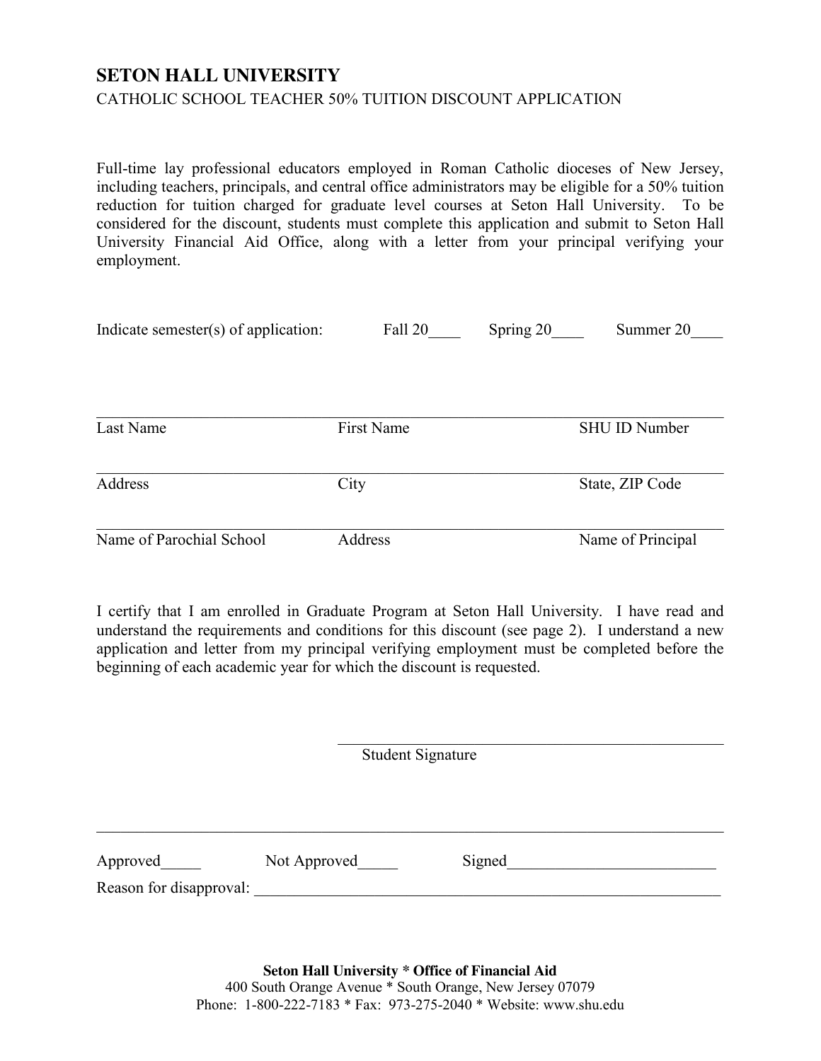# SETON HALL UNIVERSITY

CATHOLIC SCHOOL TEACHER 50% TUITION DISCOUNT APPLICATION

Full-time lay professional educators employed in Roman Catholic dioceses of New Jersey, including teachers, principals, and central office administrators may be eligible for a 50% tuition reduction for tuition charged for graduate level courses at Seton Hall University. To be considered for the discount, students must complete this application and submit to Seton Hall University Financial Aid Office, along with a letter from your principal verifying your employment.

Indicate semester(s) of application: Fall 20____ Spring 20____ Summer 20____

| | | |
|---|---|---|
| Last Name | First Name | SHU ID Number |
| Address | City | State, ZIP Code |
| Name of Parochial School | Address | Name of Principal |

I certify that I am enrolled in Graduate Program at Seton Hall University. I have read and understand the requirements and conditions for this discount (see page 2). I understand a new application and letter from my principal verifying employment must be completed before the beginning of each academic year for which the discount is requested.

_______________________________________________
Student Signature

---

Approved_____ Not Approved_____ Signed__________________________

Reason for disapproval: ______________________________________________________________

**Seton Hall University * Office of Financial Aid**
400 South Orange Avenue * South Orange, New Jersey 07079
Phone: 1-800-222-7183 * Fax: 973-275-2040 * Website: www.shu.edu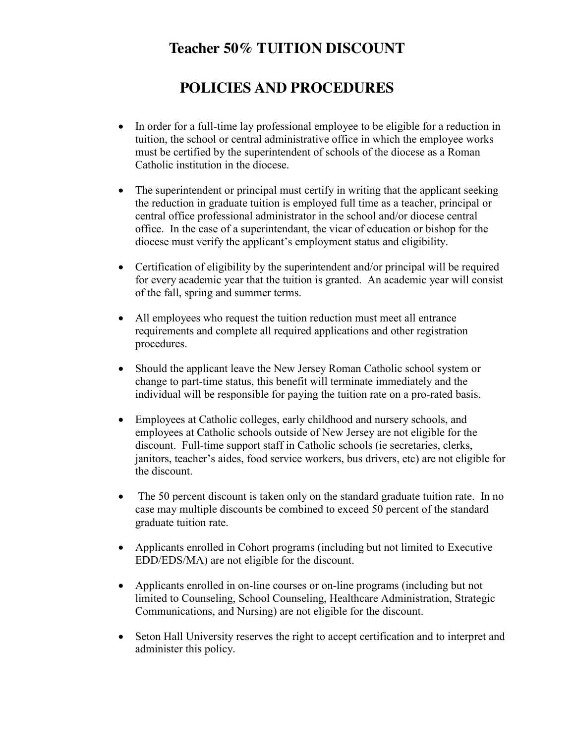# Teacher 50% TUITION DISCOUNT

# POLICIES AND PROCEDURES

- In order for a full-time lay professional employee to be eligible for a reduction in tuition, the school or central administrative office in which the employee works must be certified by the superintendent of schools of the diocese as a Roman Catholic institution in the diocese.

- The superintendent or principal must certify in writing that the applicant seeking the reduction in graduate tuition is employed full time as a teacher, principal or central office professional administrator in the school and/or diocese central office. In the case of a superintendant, the vicar of education or bishop for the diocese must verify the applicant's employment status and eligibility.

- Certification of eligibility by the superintendent and/or principal will be required for every academic year that the tuition is granted. An academic year will consist of the fall, spring and summer terms.

- All employees who request the tuition reduction must meet all entrance requirements and complete all required applications and other registration procedures.

- Should the applicant leave the New Jersey Roman Catholic school system or change to part-time status, this benefit will terminate immediately and the individual will be responsible for paying the tuition rate on a pro-rated basis.

- Employees at Catholic colleges, early childhood and nursery schools, and employees at Catholic schools outside of New Jersey are not eligible for the discount. Full-time support staff in Catholic schools (ie secretaries, clerks, janitors, teacher's aides, food service workers, bus drivers, etc) are not eligible for the discount.

- The 50 percent discount is taken only on the standard graduate tuition rate. In no case may multiple discounts be combined to exceed 50 percent of the standard graduate tuition rate.

- Applicants enrolled in Cohort programs (including but not limited to Executive EDD/EDS/MA) are not eligible for the discount.

- Applicants enrolled in on-line courses or on-line programs (including but not limited to Counseling, School Counseling, Healthcare Administration, Strategic Communications, and Nursing) are not eligible for the discount.

- Seton Hall University reserves the right to accept certification and to interpret and administer this policy.